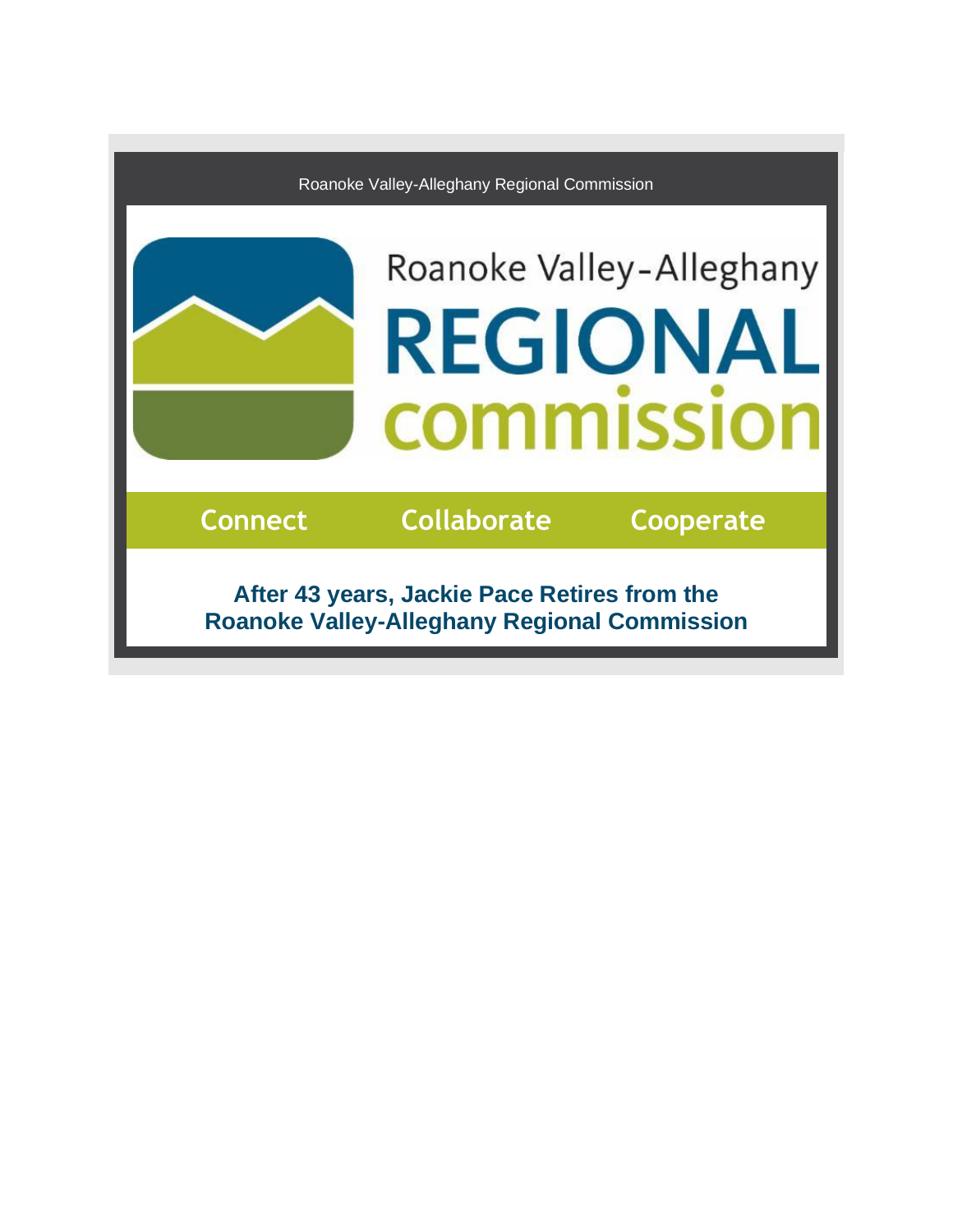Roanoke Valley-Alleghany Regional Commission

Roanoke Valley-Alleghany

# REGIONAL commission

Connect Collaborate Cooperate

## After 43 years, Jackie Pace Retires from the Roanoke Valley-Alleghany Regional Commission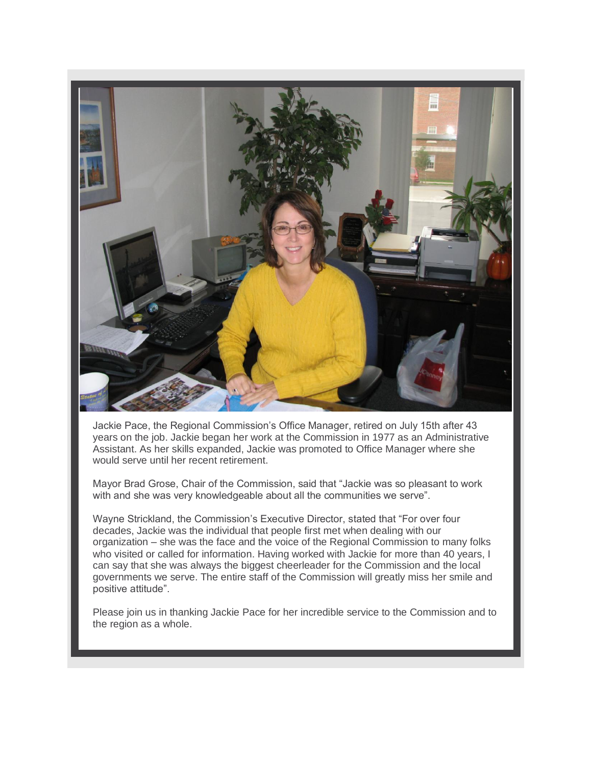Jackie Pace, the Regional Commission's Office Manager, retired on July 15th after 43 years on the job. Jackie began her work at the Commission in 1977 as an Administrative Assistant. As her skills expanded, Jackie was promoted to Office Manager where she would serve until her recent retirement.

Mayor Brad Grose, Chair of the Commission, said that "Jackie was so pleasant to work with and she was very knowledgeable about all the communities we serve".

Wayne Strickland, the Commission's Executive Director, stated that "For over four decades, Jackie was the individual that people first met when dealing with our organization – she was the face and the voice of the Regional Commission to many folks who visited or called for information. Having worked with Jackie for more than 40 years, I can say that she was always the biggest cheerleader for the Commission and the local governments we serve. The entire staff of the Commission will greatly miss her smile and positive attitude".

Please join us in thanking Jackie Pace for her incredible service to the Commission and to the region as a whole.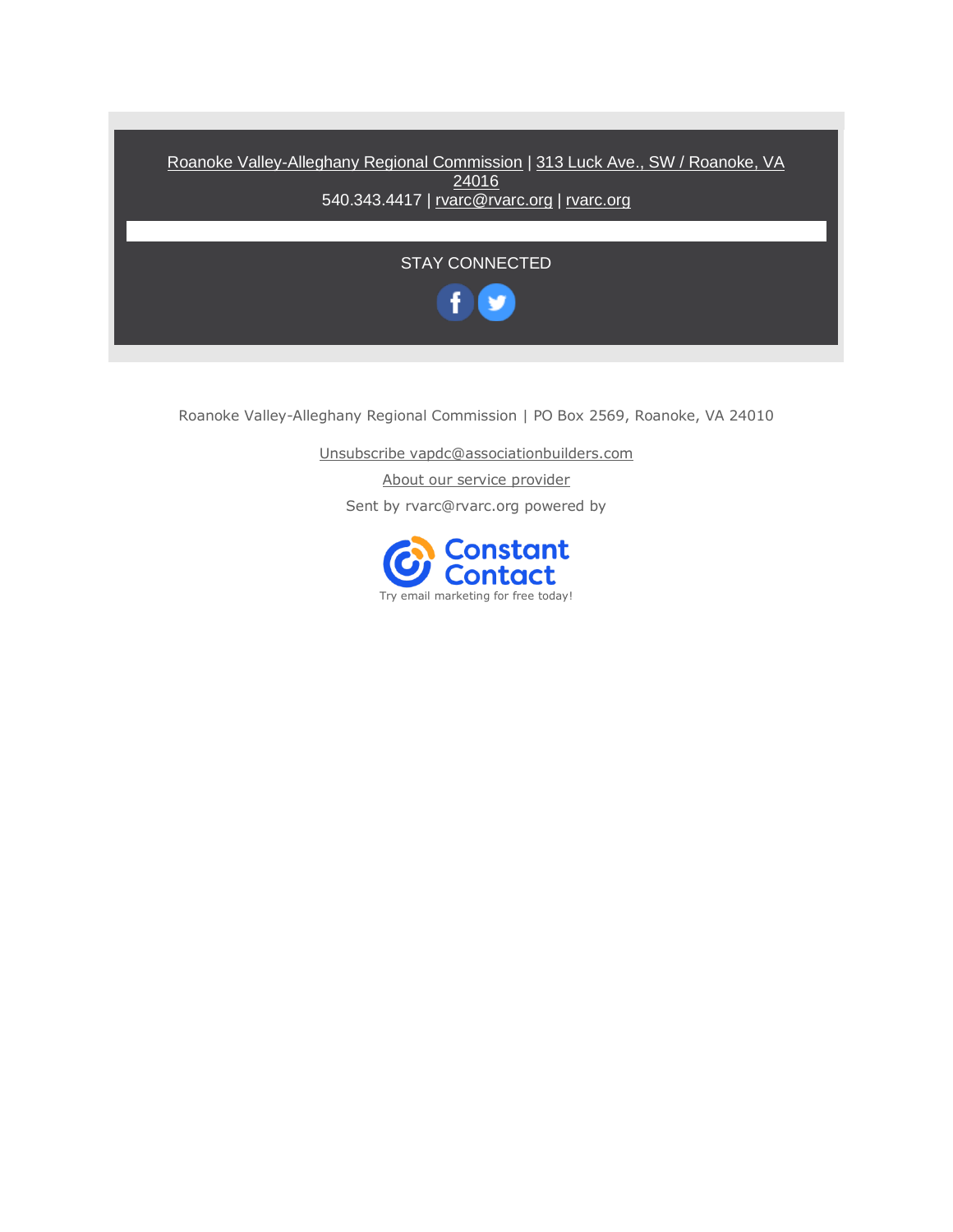Roanoke Valley-Alleghany Regional Commission | 313 Luck Ave., SW / Roanoke, VA 24016
540.343.4417 | rvarc@rvarc.org | rvarc.org

STAY CONNECTED

Roanoke Valley-Alleghany Regional Commission | PO Box 2569, Roanoke, VA 24010

Unsubscribe vapdc@associationbuilders.com

About our service provider

Sent by rvarc@rvarc.org powered by

Constant Contact

Try email marketing for free today!